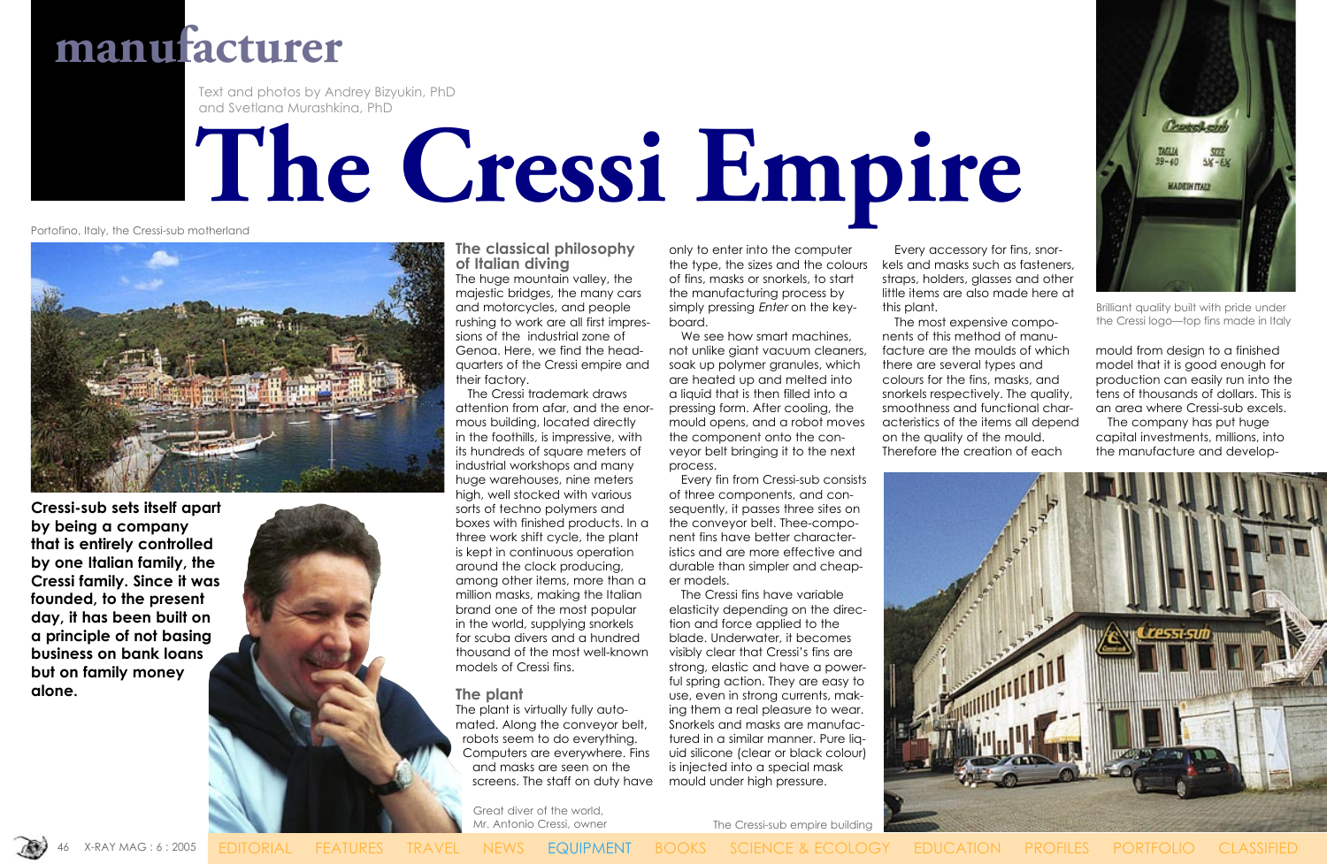manufacturer

Text and photos by Andrey Bizyukin, PhD and Svetlana Murashkina, PhD

# The Cressi Empire

Portofino, Italy, the Cressi-sub motherland

**Cressi-sub sets itself apart by being a company that is entirely controlled by one Italian family, the Cressi family. Since it was founded, to the present day, it has been built on a principle of not basing business on bank loans but on family money alone.**

Great diver of the world, Mr. Antonio Cressi, owner

## The classical philosophy of Italian diving

The huge mountain valley, the majestic bridges, the many cars and motorcycles, and people rushing to work are all first impressions of the industrial zone of Genoa. Here, we find the headquarters of the Cressi empire and their factory.

The Cressi trademark draws attention from afar, and the enormous building, located directly in the foothills, is impressive, with its hundreds of square meters of industrial workshops and many huge warehouses, nine meters high, well stocked with various sorts of techno polymers and boxes with finished products. In a three work shift cycle, the plant is kept in continuous operation around the clock producing, among other items, more than a million masks, making the Italian brand one of the most popular in the world, supplying snorkels for scuba divers and a hundred thousand of the most well-known models of Cressi fins.

## The plant

The plant is virtually fully automated. Along the conveyor belt, robots seem to do everything. Computers are everywhere. Fins and masks are seen on the screens. The staff on duty have only to enter into the computer the type, the sizes and the colours of fins, masks or snorkels, to start the manufacturing process by simply pressing *Enter* on the keyboard.

We see how smart machines, not unlike giant vacuum cleaners, soak up polymer granules, which are heated up and melted into a liquid that is then filled into a pressing form. After cooling, the mould opens, and a robot moves the component onto the conveyor belt bringing it to the next process.

Every fin from Cressi-sub consists of three components, and consequently, it passes three sites on the conveyor belt. Thee-component fins have better characteristics and are more effective and durable than simpler and cheaper models.

The Cressi fins have variable elasticity depending on the direction and force applied to the blade. Underwater, it becomes visibly clear that Cressi's fins are strong, elastic and have a powerful spring action. They are easy to use, even in strong currents, making them a real pleasure to wear. Snorkels and masks are manufactured in a similar manner. Pure liquid silicone (clear or black colour) is injected into a special mask mould under high pressure.

Every accessory for fins, snorkels and masks such as fasteners, straps, holders, glasses and other little items are also made here at this plant.

The most expensive components of this method of manufacture are the moulds of which there are several types and colours for the fins, masks, and snorkels respectively. The quality, smoothness and functional characteristics of the items all depend on the quality of the mould. Therefore the creation of each mould from design to a finished model that it is good enough for production can easily run into the tens of thousands of dollars. This is an area where Cressi-sub excels.

The company has put huge capital investments, millions, into the manufacture and develop-

The Cressi-sub empire building

Brilliant quality built with pride under the Cressi logo—top fins made in Italy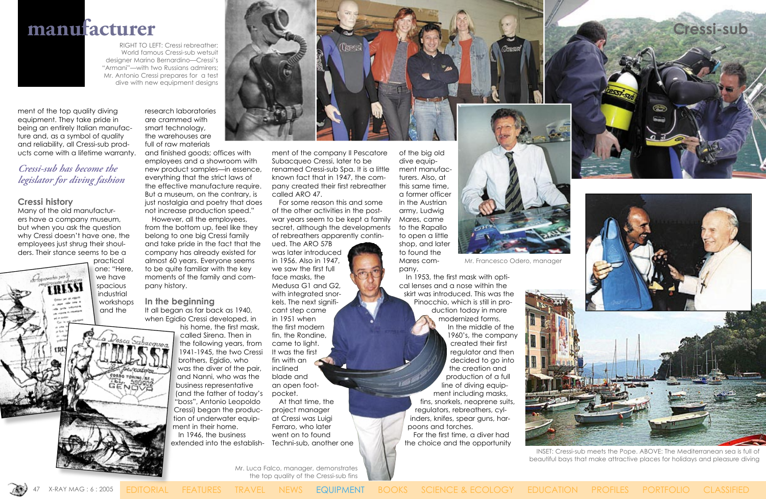# manufacturer

RIGHT TO LEFT: Cressi rebreather; World famous Cressi-sub wetsuit designer Marino Bernardino—Cressi's "Armani"—with two Russians admirers; Mr. Antonio Cressi prepares for a test dive with new equipment designs

## Cressi-sub

ment of the top quality diving equipment. They take pride in being an entirely Italian manufacture and, as a symbol of quality and reliability, all Cressi-sub products come with a lifetime warranty.

*Cressi-sub has become the legislator for diving fashion*

### Cressi history

Many of the old manufacturers have a company museum, but when you ask the question why Cressi doesn't have one, the employees just shrug their shoulders. Their stance seems to be a practical one: "Here, we have spacious industrial workshops and the research laboratories are crammed with smart technology, the warehouses are full of raw materials and finished goods; offices with employees and a showroom with new product samples—in essence, everything that the strict laws of the effective manufacture require. But a museum, on the contrary, is just nostalgia and poetry that does not increase production speed."

However, all the employees, from the bottom up, feel like they belong to one big Cressi family and take pride in the fact that the company has already existed for almost 60 years. Everyone seems to be quite familiar with the key moments of the family and company history.

### In the beginning

It all began as far back as 1940, when Egidio Cressi developed, in his home, the first mask, called Sirena. Then in the following years, from 1941-1945, the two Cressi brothers, Egidio, who was the diver of the pair, and Nanni, who was the business representative (and the father of today's "boss", Antonio Leopoldo Cressi) began the production of underwater equipment in their home.

In 1946, the business extended into the establishment of the company Il Pescatore Subacqueo Cressi, later to be renamed Cressi-sub Spa. It is a little known fact that in 1947, the company created their first rebreather called ARO 47.

For some reason this and some of the other activities in the post-war years seem to be kept a family secret, although the developments of rebreathers apparently continued. The ARO 57B was later introduced in 1956. Also in 1947, we saw the first full face masks, the Medusa G1 and G2, with integrated snorkels. The next significant step came in 1951 when the first modern fin, the Rondine, came to light. It was the first fin with an inclined blade and an open foot-pocket.

At that time, the project manager at Cressi was Luigi Ferraro, who later went on to found Techni-sub, another one of the big old dive equipment manufacturers. Also, at this same time, a former officer in the Austrian army, Ludwig Mares, came to the Rapallo to open a little shop, and later to found the Mares company.

In 1953, the first mask with optical lenses and a nose within the skirt was introduced. This was the Pinocchio, which is still in production today in more modernized forms.

In the middle of the 1960's, the company created their first regulator and then decided to go into the creation and production of a full line of diving equipment including masks, fins, snorkels, neoprene suits, regulators, rebreathers, cylinders, knifes, spear guns, harpoons and torches.

For the first time, a diver had the choice and the opportunity

Mr. Francesco Odero, manager

Mr. Luca Falco, manager, demonstrates the top quality of the Cressi-sub fins

INSET: Cressi-sub meets the Pope. ABOVE: The Mediterranean sea is full of beautiful bays that make attractive places for holidays and pleasure diving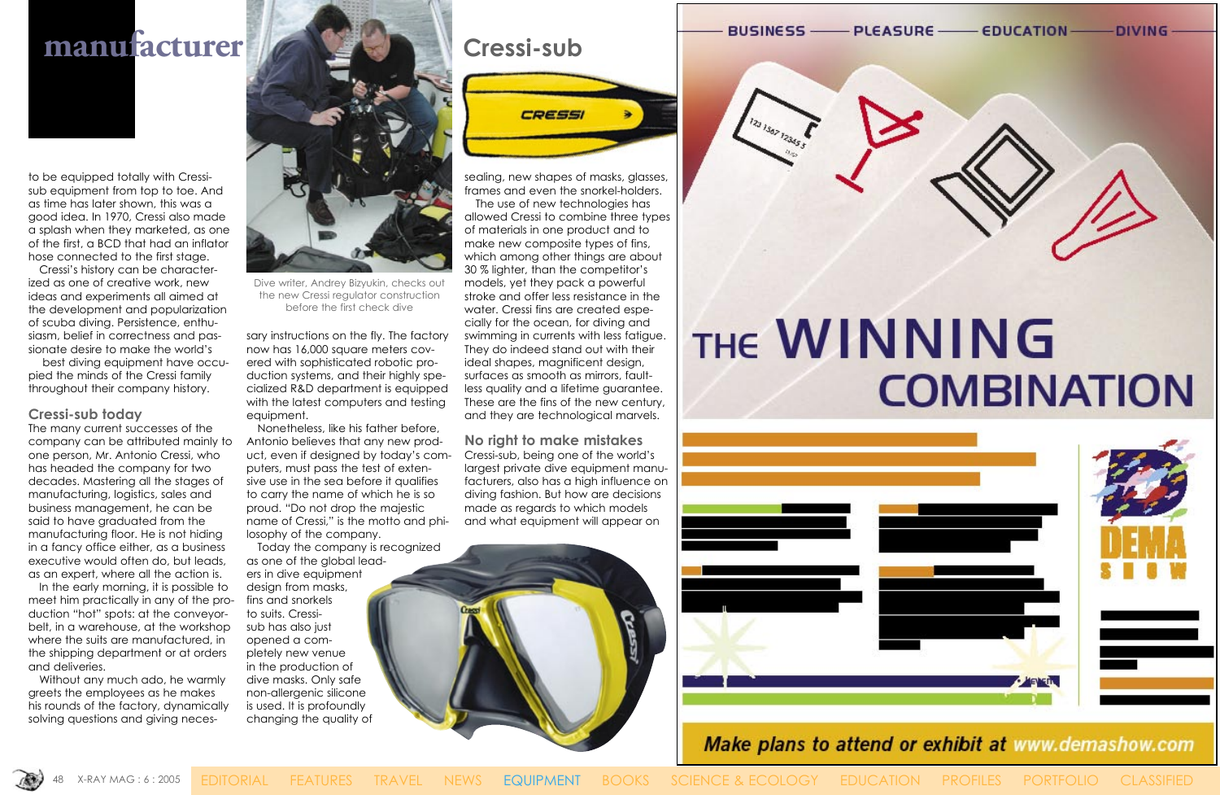to be equipped totally with Cressi-sub equipment from top to toe. And as time has later shown, this was a good idea. In 1970, Cressi also made a splash when they marketed, as one of the first, a BCD that had an inflator hose connected to the first stage.

Cressi's history can be characterized as one of creative work, new ideas and experiments all aimed at the development and popularization of scuba diving. Persistence, enthusiasm, belief in correctness and passionate desire to make the world's best diving equipment have occupied the minds of the Cressi family throughout their company history.

## Cressi-sub today

The many current successes of the company can be attributed mainly to one person, Mr. Antonio Cressi, who has headed the company for two decades. Mastering all the stages of manufacturing, logistics, sales and business management, he can be said to have graduated from the manufacturing floor. He is not hiding in a fancy office either, as a business executive would often do, but leads, as an expert, where all the action is.

In the early morning, it is possible to meet him practically in any of the production "hot" spots: at the conveyor-belt, in a warehouse, at the workshop where the suits are manufactured, in the shipping department or at orders and deliveries.

Without any much ado, he warmly greets the employees as he makes his rounds of the factory, dynamically solving questions and giving necessary instructions on the fly. The factory now has 16,000 square meters covered with sophisticated robotic production systems, and their highly specialized R&D department is equipped with the latest computers and testing equipment.

Dive writer, Andrey Bizyukin, checks out the new Cressi regulator construction before the first check dive

Nonetheless, like his father before, Antonio believes that any new product, even if designed by today's computers, must pass the test of extensive use in the sea before it qualifies to carry the name of which he is so proud. "Do not drop the majestic name of Cressi," is the motto and philosophy of the company.

Today the company is recognized as one of the global leaders in dive equipment design from masks, fins and snorkels to suits. Cressi-sub has also just opened a completely new venue in the production of dive masks. Only safe non-allergenic silicone is used. It is profoundly changing the quality of sealing, new shapes of masks, glasses, frames and even the snorkel-holders.

The use of new technologies has allowed Cressi to combine three types of materials in one product and to make new composite types of fins, which among other things are about 30 % lighter, than the competitor's models, yet they pack a powerful stroke and offer less resistance in the water. Cressi fins are created especially for the ocean, for diving and swimming in currents with less fatigue. They do indeed stand out with their ideal shapes, magnificent design, surfaces as smooth as mirrors, faultless quality and a lifetime guarantee. These are the fins of the new century, and they are technological marvels.

## No right to make mistakes

Cressi-sub, being one of the world's largest private dive equipment manufacturers, also has a high influence on diving fashion. But how are decisions made as regards to which models and what equipment will appear on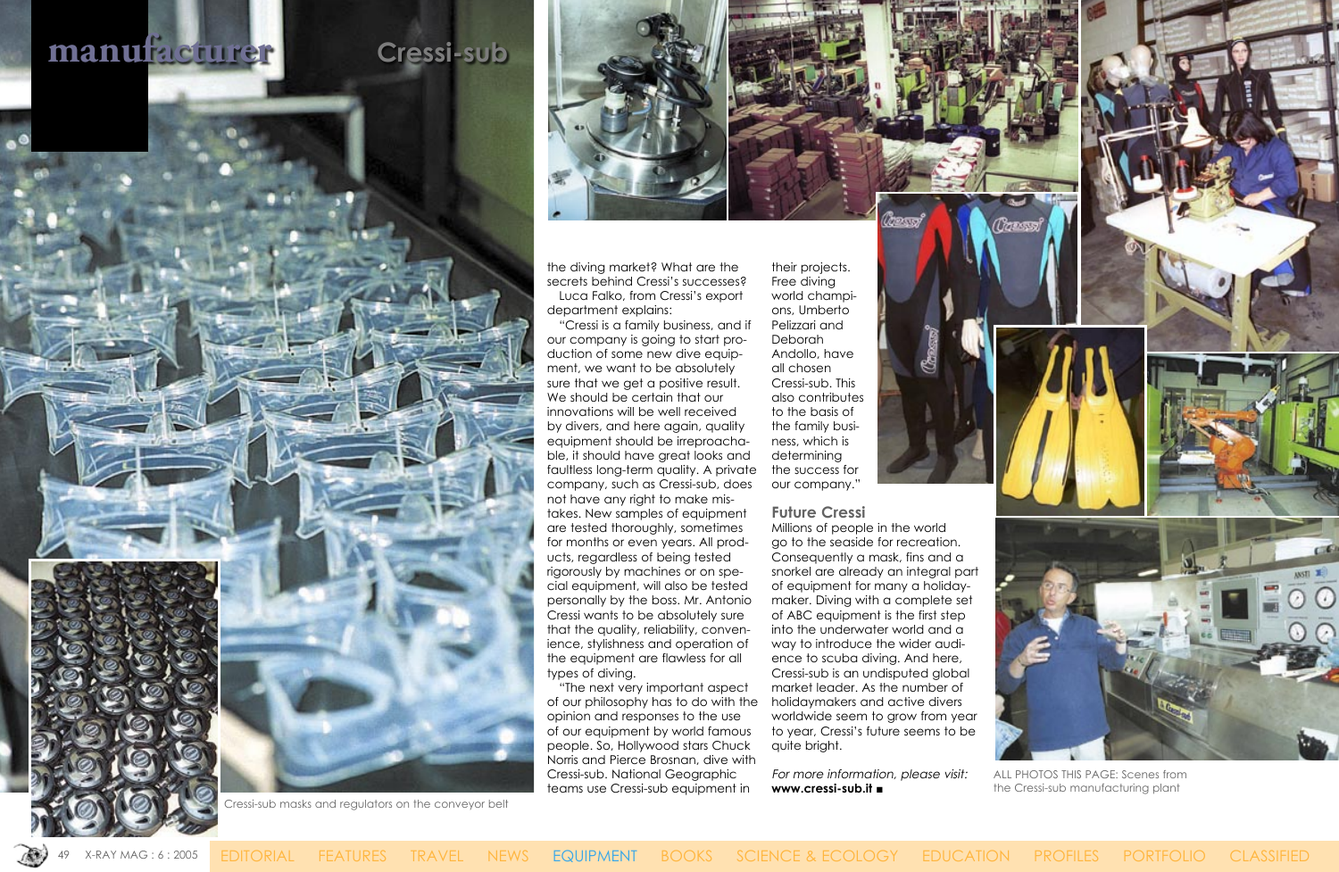# manufacturer Cressi-sub

the diving market? What are the secrets behind Cressi's successes?

Luca Falko, from Cressi's export department explains:

"Cressi is a family business, and if our company is going to start production of some new dive equipment, we want to be absolutely sure that we get a positive result. We should be certain that our innovations will be well received by divers, and here again, quality equipment should be irreproachable, it should have great looks and faultless long-term quality. A private company, such as Cressi-sub, does not have any right to make mistakes. New samples of equipment are tested thoroughly, sometimes for months or even years. All products, regardless of being tested rigorously by machines or on special equipment, will also be tested personally by the boss. Mr. Antonio Cressi wants to be absolutely sure that the quality, reliability, convenience, stylishness and operation of the equipment are flawless for all types of diving.

"The next very important aspect of our philosophy has to do with the opinion and responses to the use of our equipment by world famous people. So, Hollywood stars Chuck Norris and Pierce Brosnan, dive with Cressi-sub. National Geographic teams use Cressi-sub equipment in their projects. Free diving world champions, Umberto Pelizzari and Deborah Andollo, have all chosen Cressi-sub. This also contributes to the basis of the family business, which is determining the success for our company."

## Future Cressi

Millions of people in the world go to the seaside for recreation. Consequently a mask, fins and a snorkel are already an integral part of equipment for many a holidaymaker. Diving with a complete set of ABC equipment is the first step into the underwater world and a way to introduce the wider audience to scuba diving. And here, Cressi-sub is an undisputed global market leader. As the number of holidaymakers and active divers worldwide seem to grow from year to year, Cressi's future seems to be quite bright.

*For more information, please visit:* **www.cressi-sub.it** ■

Cressi-sub masks and regulators on the conveyor belt

ALL PHOTOS THIS PAGE: Scenes from the Cressi-sub manufacturing plant